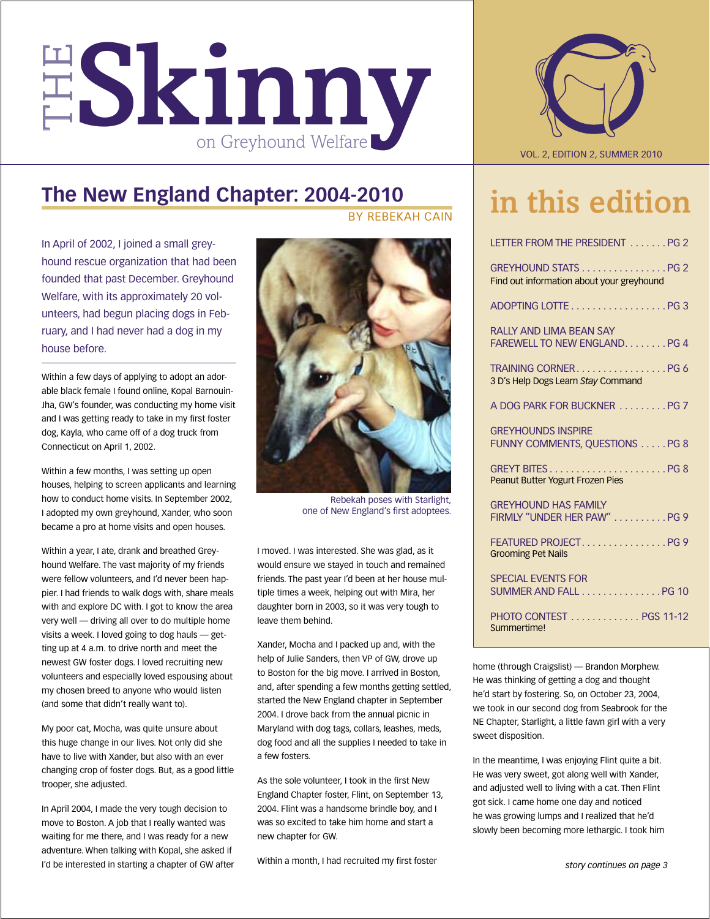# THE Skinny on Greyhound Welfare

VOL. 2, EDITION 2, SUMMER 2010

## in this edition

- LETTER FROM THE PRESIDENT ....... PG 2
- GREYHOUND STATS ................ PG 2
  Find out information about your greyhound
- ADOPTING LOTTE .................. PG 3
- RALLY AND LIMA BEAN SAY FAREWELL TO NEW ENGLAND........ PG 4
- TRAINING CORNER................. PG 6
  3 D's Help Dogs Learn *Stay* Command
- A DOG PARK FOR BUCKNER ......... PG 7
- GREYHOUNDS INSPIRE FUNNY COMMENTS, QUESTIONS ..... PG 8
- GREYT BITES...................... PG 8
  Peanut Butter Yogurt Frozen Pies
- GREYHOUND HAS FAMILY FIRMLY "UNDER HER PAW" .......... PG 9
- FEATURED PROJECT................ PG 9
  Grooming Pet Nails
- SPECIAL EVENTS FOR SUMMER AND FALL ............... PG 10
- PHOTO CONTEST ............. PGS 11-12
  Summertime!

## The New England Chapter: 2004-2010

BY REBEKAH CAIN

In April of 2002, I joined a small greyhound rescue organization that had been founded that past December. Greyhound Welfare, with its approximately 20 volunteers, had begun placing dogs in February, and I had never had a dog in my house before.

Within a few days of applying to adopt an adorable black female I found online, Kopal Barnouin-Jha, GW's founder, was conducting my home visit and I was getting ready to take in my first foster dog, Kayla, who came off of a dog truck from Connecticut on April 1, 2002.

Within a few months, I was setting up open houses, helping to screen applicants and learning how to conduct home visits. In September 2002, I adopted my own greyhound, Xander, who soon became a pro at home visits and open houses.

Within a year, I ate, drank and breathed Greyhound Welfare. The vast majority of my friends were fellow volunteers, and I'd never been happier. I had friends to walk dogs with, share meals with and explore DC with. I got to know the area very well — driving all over to do multiple home visits a week. I loved going to dog hauls — getting up at 4 a.m. to drive north and meet the newest GW foster dogs. I loved recruiting new volunteers and especially loved espousing about my chosen breed to anyone who would listen (and some that didn't really want to).

My poor cat, Mocha, was quite unsure about this huge change in our lives. Not only did she have to live with Xander, but also with an ever changing crop of foster dogs. But, as a good little trooper, she adjusted.

In April 2004, I made the very tough decision to move to Boston. A job that I really wanted was waiting for me there, and I was ready for a new adventure. When talking with Kopal, she asked if I'd be interested in starting a chapter of GW after I moved. I was interested. She was glad, as it would ensure we stayed in touch and remained friends. The past year I'd been at her house multiple times a week, helping out with Mira, her daughter born in 2003, so it was very tough to leave them behind.

Rebekah poses with Starlight, one of New England's first adoptees.

Xander, Mocha and I packed up and, with the help of Julie Sanders, then VP of GW, drove up to Boston for the big move. I arrived in Boston, and, after spending a few months getting settled, started the New England chapter in September 2004. I drove back from the annual picnic in Maryland with dog tags, collars, leashes, meds, dog food and all the supplies I needed to take in a few fosters.

As the sole volunteer, I took in the first New England Chapter foster, Flint, on September 13, 2004. Flint was a handsome brindle boy, and I was so excited to take him home and start a new chapter for GW.

Within a month, I had recruited my first foster home (through Craigslist) — Brandon Morphew. He was thinking of getting a dog and thought he'd start by fostering. So, on October 23, 2004, we took in our second dog from Seabrook for the NE Chapter, Starlight, a little fawn girl with a very sweet disposition.

In the meantime, I was enjoying Flint quite a bit. He was very sweet, got along well with Xander, and adjusted well to living with a cat. Then Flint got sick. I came home one day and noticed he was growing lumps and I realized that he'd slowly been becoming more lethargic. I took him

*story continues on page 3*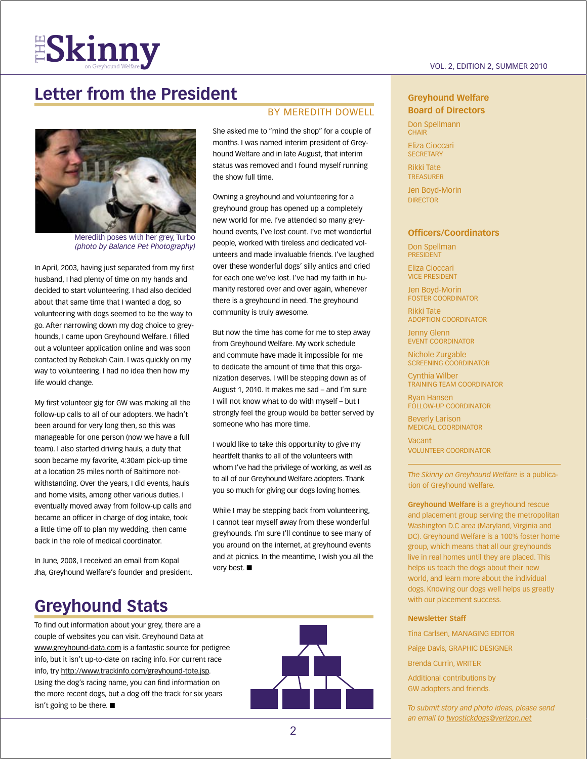# Letter from the President

BY MEREDITH DOWELL

Meredith poses with her grey, Turbo *(photo by Balance Pet Photography)*

In April, 2003, having just separated from my first husband, I had plenty of time on my hands and decided to start volunteering. I had also decided about that same time that I wanted a dog, so volunteering with dogs seemed to be the way to go. After narrowing down my dog choice to greyhounds, I came upon Greyhound Welfare. I filled out a volunteer application online and was soon contacted by Rebekah Cain. I was quickly on my way to volunteering. I had no idea then how my life would change.

My first volunteer gig for GW was making all the follow-up calls to all of our adopters. We hadn't been around for very long then, so this was manageable for one person (now we have a full team). I also started driving hauls, a duty that soon became my favorite, 4:30am pick-up time at a location 25 miles north of Baltimore notwithstanding. Over the years, I did events, hauls and home visits, among other various duties. I eventually moved away from follow-up calls and became an officer in charge of dog intake, took a little time off to plan my wedding, then came back in the role of medical coordinator.

In June, 2008, I received an email from Kopal Jha, Greyhound Welfare's founder and president. She asked me to "mind the shop" for a couple of months. I was named interim president of Greyhound Welfare and in late August, that interim status was removed and I found myself running the show full time.

Owning a greyhound and volunteering for a greyhound group has opened up a completely new world for me. I've attended so many greyhound events, I've lost count. I've met wonderful people, worked with tireless and dedicated volunteers and made invaluable friends. I've laughed over these wonderful dogs' silly antics and cried for each one we've lost. I've had my faith in humanity restored over and over again, whenever there is a greyhound in need. The greyhound community is truly awesome.

But now the time has come for me to step away from Greyhound Welfare. My work schedule and commute have made it impossible for me to dedicate the amount of time that this organization deserves. I will be stepping down as of August 1, 2010. It makes me sad – and I'm sure I will not know what to do with myself – but I strongly feel the group would be better served by someone who has more time.

I would like to take this opportunity to give my heartfelt thanks to all of the volunteers with whom I've had the privilege of working, as well as to all of our Greyhound Welfare adopters. Thank you so much for giving our dogs loving homes.

While I may be stepping back from volunteering, I cannot tear myself away from these wonderful greyhounds. I'm sure I'll continue to see many of you around on the internet, at greyhound events and at picnics. In the meantime, I wish you all the very best. ■

# Greyhound Stats

To find out information about your grey, there are a couple of websites you can visit. Greyhound Data at www.greyhound-data.com is a fantastic source for pedigree info, but it isn't up-to-date on racing info. For current race info, try http://www.trackinfo.com/greyhound-tote.jsp. Using the dog's racing name, you can find information on the more recent dogs, but a dog off the track for six years isn't going to be there. ■

## Greyhound Welfare Board of Directors

Don Spellmann
CHAIR

Eliza Cioccari
SECRETARY

Rikki Tate
TREASURER

Jen Boyd-Morin
DIRECTOR

## Officers/Coordinators

Don Spellman
PRESIDENT

Eliza Cioccari
VICE PRESIDENT

Jen Boyd-Morin
FOSTER COORDINATOR

Rikki Tate
ADOPTION COORDINATOR

Jenny Glenn
EVENT COORDINATOR

Nichole Zurgable
SCREENING COORDINATOR

Cynthia Wilber
TRAINING TEAM COORDINATOR

Ryan Hansen
FOLLOW-UP COORDINATOR

Beverly Larison
MEDICAL COORDINATOR

Vacant
VOLUNTEER COORDINATOR

*The Skinny on Greyhound Welfare* is a publication of Greyhound Welfare.

**Greyhound Welfare** is a greyhound rescue and placement group serving the metropolitan Washington D.C area (Maryland, Virginia and DC). Greyhound Welfare is a 100% foster home group, which means that all our greyhounds live in real homes until they are placed. This helps us teach the dogs about their new world, and learn more about the individual dogs. Knowing our dogs well helps us greatly with our placement success.

**Newsletter Staff**

Tina Carlsen, MANAGING EDITOR

Paige Davis, GRAPHIC DESIGNER

Brenda Currin, WRITER

Additional contributions by GW adopters and friends.

*To submit story and photo ideas, please send an email to twostickdogs@verizon.net*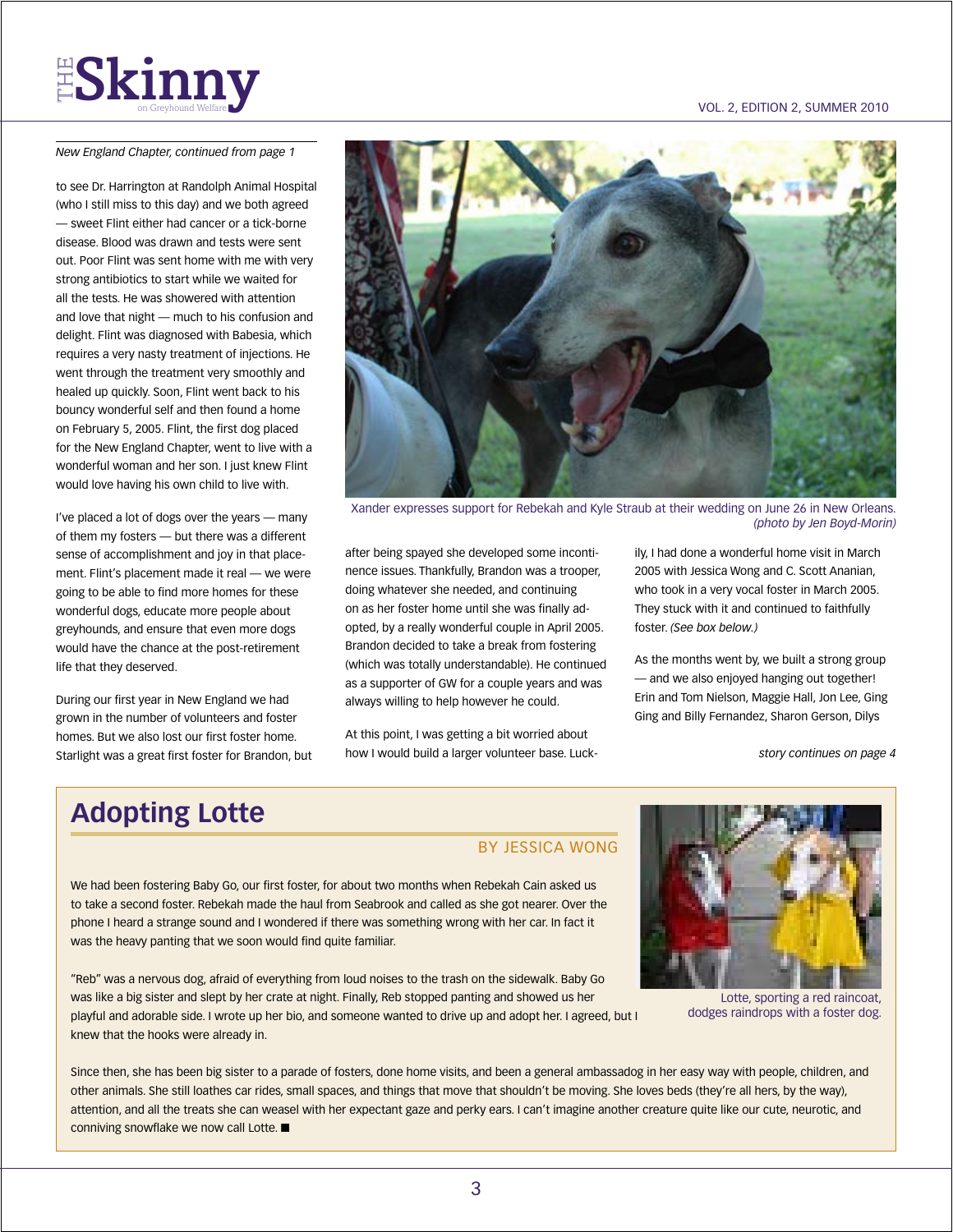*New England Chapter, continued from page 1*

to see Dr. Harrington at Randolph Animal Hospital (who I still miss to this day) and we both agreed — sweet Flint either had cancer or a tick-borne disease. Blood was drawn and tests were sent out. Poor Flint was sent home with me with very strong antibiotics to start while we waited for all the tests. He was showered with attention and love that night — much to his confusion and delight. Flint was diagnosed with Babesia, which requires a very nasty treatment of injections. He went through the treatment very smoothly and healed up quickly. Soon, Flint went back to his bouncy wonderful self and then found a home on February 5, 2005. Flint, the first dog placed for the New England Chapter, went to live with a wonderful woman and her son. I just knew Flint would love having his own child to live with.

I've placed a lot of dogs over the years — many of them my fosters — but there was a different sense of accomplishment and joy in that placement. Flint's placement made it real — we were going to be able to find more homes for these wonderful dogs, educate more people about greyhounds, and ensure that even more dogs would have the chance at the post-retirement life that they deserved.

During our first year in New England we had grown in the number of volunteers and foster homes. But we also lost our first foster home. Starlight was a great first foster for Brandon, but after being spayed she developed some incontinence issues. Thankfully, Brandon was a trooper, doing whatever she needed, and continuing on as her foster home until she was finally adopted, by a really wonderful couple in April 2005. Brandon decided to take a break from fostering (which was totally understandable). He continued as a supporter of GW for a couple years and was always willing to help however he could.

At this point, I was getting a bit worried about how I would build a larger volunteer base. Luckily, I had done a wonderful home visit in March 2005 with Jessica Wong and C. Scott Ananian, who took in a very vocal foster in March 2005. They stuck with it and continued to faithfully foster. *(See box below.)*

As the months went by, we built a strong group — and we also enjoyed hanging out together! Erin and Tom Nielson, Maggie Hall, Jon Lee, Ging Ging and Billy Fernandez, Sharon Gerson, Dilys

*story continues on page 4*

Xander expresses support for Rebekah and Kyle Straub at their wedding on June 26 in New Orleans. *(photo by Jen Boyd-Morin)*

## Adopting Lotte

BY JESSICA WONG

We had been fostering Baby Go, our first foster, for about two months when Rebekah Cain asked us to take a second foster. Rebekah made the haul from Seabrook and called as she got nearer. Over the phone I heard a strange sound and I wondered if there was something wrong with her car. In fact it was the heavy panting that we soon would find quite familiar.

"Reb" was a nervous dog, afraid of everything from loud noises to the trash on the sidewalk. Baby Go was like a big sister and slept by her crate at night. Finally, Reb stopped panting and showed us her playful and adorable side. I wrote up her bio, and someone wanted to drive up and adopt her. I agreed, but I knew that the hooks were already in.

Since then, she has been big sister to a parade of fosters, done home visits, and been a general ambassadog in her easy way with people, children, and other animals. She still loathes car rides, small spaces, and things that move that shouldn't be moving. She loves beds (they're all hers, by the way), attention, and all the treats she can weasel with her expectant gaze and perky ears. I can't imagine another creature quite like our cute, neurotic, and conniving snowflake we now call Lotte. ■

Lotte, sporting a red raincoat, dodges raindrops with a foster dog.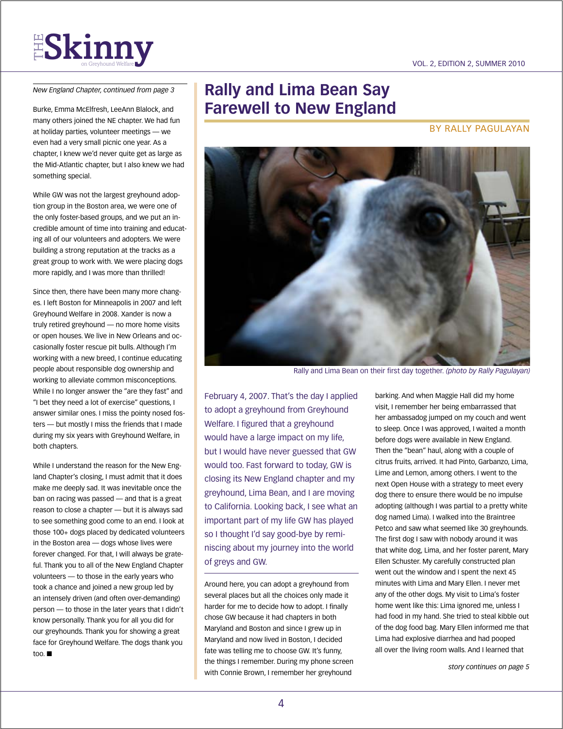*New England Chapter, continued from page 3*

Burke, Emma McElfresh, LeeAnn Blalock, and many others joined the NE chapter. We had fun at holiday parties, volunteer meetings — we even had a very small picnic one year. As a chapter, I knew we'd never quite get as large as the Mid-Atlantic chapter, but I also knew we had something special.

While GW was not the largest greyhound adoption group in the Boston area, we were one of the only foster-based groups, and we put an incredible amount of time into training and educating all of our volunteers and adopters. We were building a strong reputation at the tracks as a great group to work with. We were placing dogs more rapidly, and I was more than thrilled!

Since then, there have been many more changes. I left Boston for Minneapolis in 2007 and left Greyhound Welfare in 2008. Xander is now a truly retired greyhound — no more home visits or open houses. We live in New Orleans and occasionally foster rescue pit bulls. Although I'm working with a new breed, I continue educating people about responsible dog ownership and working to alleviate common misconceptions. While I no longer answer the "are they fast" and "I bet they need a lot of exercise" questions, I answer similar ones. I miss the pointy nosed fosters — but mostly I miss the friends that I made during my six years with Greyhound Welfare, in both chapters.

While I understand the reason for the New England Chapter's closing, I must admit that it does make me deeply sad. It was inevitable once the ban on racing was passed — and that is a great reason to close a chapter — but it is always sad to see something good come to an end. I look at those 100+ dogs placed by dedicated volunteers in the Boston area — dogs whose lives were forever changed. For that, I will always be grateful. Thank you to all of the New England Chapter volunteers — to those in the early years who took a chance and joined a new group led by an intensely driven (and often over-demanding) person — to those in the later years that I didn't know personally. Thank you for all you did for our greyhounds. Thank you for showing a great face for Greyhound Welfare. The dogs thank you too. ■

# Rally and Lima Bean Say Farewell to New England

BY RALLY PAGULAYAN

Rally and Lima Bean on their first day together. *(photo by Rally Pagulayan)*

February 4, 2007. That's the day I applied to adopt a greyhound from Greyhound Welfare. I figured that a greyhound would have a large impact on my life, but I would have never guessed that GW would too. Fast forward to today, GW is closing its New England chapter and my greyhound, Lima Bean, and I are moving to California. Looking back, I see what an important part of my life GW has played so I thought I'd say good-bye by reminiscing about my journey into the world of greys and GW.

Around here, you can adopt a greyhound from several places but all the choices only made it harder for me to decide how to adopt. I finally chose GW because it had chapters in both Maryland and Boston and since I grew up in Maryland and now lived in Boston, I decided fate was telling me to choose GW. It's funny, the things I remember. During my phone screen with Connie Brown, I remember her greyhound barking. And when Maggie Hall did my home visit, I remember her being embarrassed that her ambassadog jumped on my couch and went to sleep. Once I was approved, I waited a month before dogs were available in New England. Then the "bean" haul, along with a couple of citrus fruits, arrived. It had Pinto, Garbanzo, Lima, Lime and Lemon, among others. I went to the next Open House with a strategy to meet every dog there to ensure there would be no impulse adopting (although I was partial to a pretty white dog named Lima). I walked into the Braintree Petco and saw what seemed like 30 greyhounds. The first dog I saw with nobody around it was that white dog, Lima, and her foster parent, Mary Ellen Schuster. My carefully constructed plan went out the window and I spent the next 45 minutes with Lima and Mary Ellen. I never met any of the other dogs. My visit to Lima's foster home went like this: Lima ignored me, unless I had food in my hand. She tried to steal kibble out of the dog food bag. Mary Ellen informed me that Lima had explosive diarrhea and had pooped all over the living room walls. And I learned that

*story continues on page 5*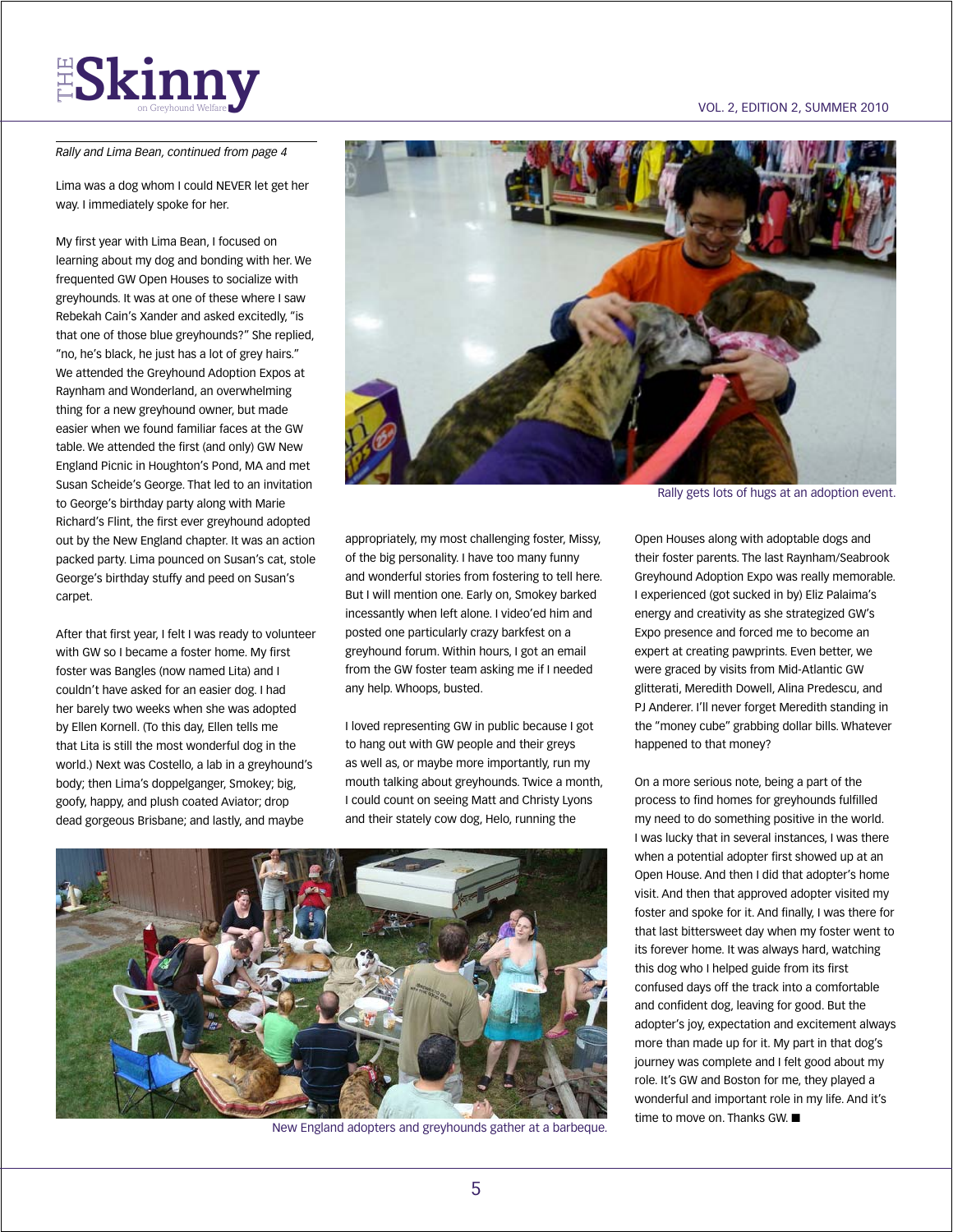*Rally and Lima Bean, continued from page 4*

Lima was a dog whom I could NEVER let get her way. I immediately spoke for her.

My first year with Lima Bean, I focused on learning about my dog and bonding with her. We frequented GW Open Houses to socialize with greyhounds. It was at one of these where I saw Rebekah Cain's Xander and asked excitedly, "is that one of those blue greyhounds?" She replied, "no, he's black, he just has a lot of grey hairs." We attended the Greyhound Adoption Expos at Raynham and Wonderland, an overwhelming thing for a new greyhound owner, but made easier when we found familiar faces at the GW table. We attended the first (and only) GW New England Picnic in Houghton's Pond, MA and met Susan Scheide's George. That led to an invitation to George's birthday party along with Marie Richard's Flint, the first ever greyhound adopted out by the New England chapter. It was an action packed party. Lima pounced on Susan's cat, stole George's birthday stuffy and peed on Susan's carpet.

After that first year, I felt I was ready to volunteer with GW so I became a foster home. My first foster was Bangles (now named Lita) and I couldn't have asked for an easier dog. I had her barely two weeks when she was adopted by Ellen Kornell. (To this day, Ellen tells me that Lita is still the most wonderful dog in the world.) Next was Costello, a lab in a greyhound's body; then Lima's doppelganger, Smokey; big, goofy, happy, and plush coated Aviator; drop dead gorgeous Brisbane; and lastly, and maybe appropriately, my most challenging foster, Missy, of the big personality. I have too many funny and wonderful stories from fostering to tell here. But I will mention one. Early on, Smokey barked incessantly when left alone. I video'ed him and posted one particularly crazy barkfest on a greyhound forum. Within hours, I got an email from the GW foster team asking me if I needed any help. Whoops, busted.

Rally gets lots of hugs at an adoption event.

I loved representing GW in public because I got to hang out with GW people and their greys as well as, or maybe more importantly, run my mouth talking about greyhounds. Twice a month, I could count on seeing Matt and Christy Lyons and their stately cow dog, Helo, running the Open Houses along with adoptable dogs and their foster parents. The last Raynham/Seabrook Greyhound Adoption Expo was really memorable. I experienced (got sucked in by) Eliz Palaima's energy and creativity as she strategized GW's Expo presence and forced me to become an expert at creating pawprints. Even better, we were graced by visits from Mid-Atlantic GW glitterati, Meredith Dowell, Alina Predescu, and PJ Anderer. I'll never forget Meredith standing in the "money cube" grabbing dollar bills. Whatever happened to that money?

On a more serious note, being a part of the process to find homes for greyhounds fulfilled my need to do something positive in the world. I was lucky that in several instances, I was there when a potential adopter first showed up at an Open House. And then I did that adopter's home visit. And then that approved adopter visited my foster and spoke for it. And finally, I was there for that last bittersweet day when my foster went to its forever home. It was always hard, watching this dog who I helped guide from its first confused days off the track into a comfortable and confident dog, leaving for good. But the adopter's joy, expectation and excitement always more than made up for it. My part in that dog's journey was complete and I felt good about my role. It's GW and Boston for me, they played a wonderful and important role in my life. And it's time to move on. Thanks GW. ■

New England adopters and greyhounds gather at a barbeque.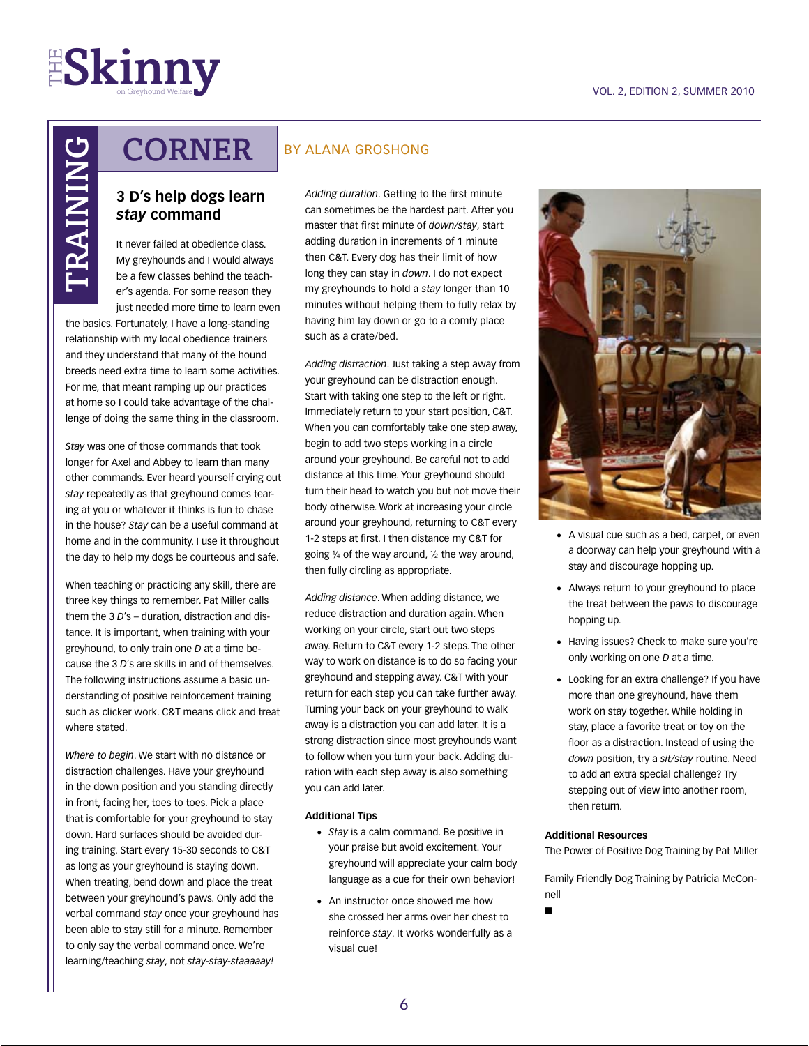# TRAINING CORNER

BY ALANA GROSHONG

## 3 D's help dogs learn *stay* command

It never failed at obedience class. My greyhounds and I would always be a few classes behind the teacher's agenda. For some reason they just needed more time to learn even the basics. Fortunately, I have a long-standing relationship with my local obedience trainers and they understand that many of the hound breeds need extra time to learn some activities. For me, that meant ramping up our practices at home so I could take advantage of the challenge of doing the same thing in the classroom.

*Stay* was one of those commands that took longer for Axel and Abbey to learn than many other commands. Ever heard yourself crying out *stay* repeatedly as that greyhound comes tearing at you or whatever it thinks is fun to chase in the house? *Stay* can be a useful command at home and in the community. I use it throughout the day to help my dogs be courteous and safe.

When teaching or practicing any skill, there are three key things to remember. Pat Miller calls them the 3 *D*'s – duration, distraction and distance. It is important, when training with your greyhound, to only train one *D* at a time because the 3 *D*'s are skills in and of themselves. The following instructions assume a basic understanding of positive reinforcement training such as clicker work. C&T means click and treat where stated.

*Where to begin*. We start with no distance or distraction challenges. Have your greyhound in the down position and you standing directly in front, facing her, toes to toes. Pick a place that is comfortable for your greyhound to stay down. Hard surfaces should be avoided during training. Start every 15-30 seconds to C&T as long as your greyhound is staying down. When treating, bend down and place the treat between your greyhound's paws. Only add the verbal command *stay* once your greyhound has been able to stay still for a minute. Remember to only say the verbal command once. We're learning/teaching *stay*, not *stay-stay-staaaaay!*

*Adding duration*. Getting to the first minute can sometimes be the hardest part. After you master that first minute of *down/stay*, start adding duration in increments of 1 minute then C&T. Every dog has their limit of how long they can stay in *down*. I do not expect my greyhounds to hold a *stay* longer than 10 minutes without helping them to fully relax by having him lay down or go to a comfy place such as a crate/bed.

*Adding distraction*. Just taking a step away from your greyhound can be distraction enough. Start with taking one step to the left or right. Immediately return to your start position, C&T. When you can comfortably take one step away, begin to add two steps working in a circle around your greyhound. Be careful not to add distance at this time. Your greyhound should turn their head to watch you but not move their body otherwise. Work at increasing your circle around your greyhound, returning to C&T every 1-2 steps at first. I then distance my C&T for going ¼ of the way around, ½ the way around, then fully circling as appropriate.

*Adding distance*. When adding distance, we reduce distraction and duration again. When working on your circle, start out two steps away. Return to C&T every 1-2 steps. The other way to work on distance is to do so facing your greyhound and stepping away. C&T with your return for each step you can take further away. Turning your back on your greyhound to walk away is a distraction you can add later. It is a strong distraction since most greyhounds want to follow when you turn your back. Adding duration with each step away is also something you can add later.

### Additional Tips

- *Stay* is a calm command. Be positive in your praise but avoid excitement. Your greyhound will appreciate your calm body language as a cue for their own behavior!
- An instructor once showed me how she crossed her arms over her chest to reinforce *stay*. It works wonderfully as a visual cue!
- A visual cue such as a bed, carpet, or even a doorway can help your greyhound with a stay and discourage hopping up.
- Always return to your greyhound to place the treat between the paws to discourage hopping up.
- Having issues? Check to make sure you're only working on one *D* at a time.
- Looking for an extra challenge? If you have more than one greyhound, have them work on stay together. While holding in stay, place a favorite treat or toy on the floor as a distraction. Instead of using the *down* position, try a *sit/stay* routine. Need to add an extra special challenge? Try stepping out of view into another room, then return.

### Additional Resources

The Power of Positive Dog Training by Pat Miller

Family Friendly Dog Training by Patricia McConnell

■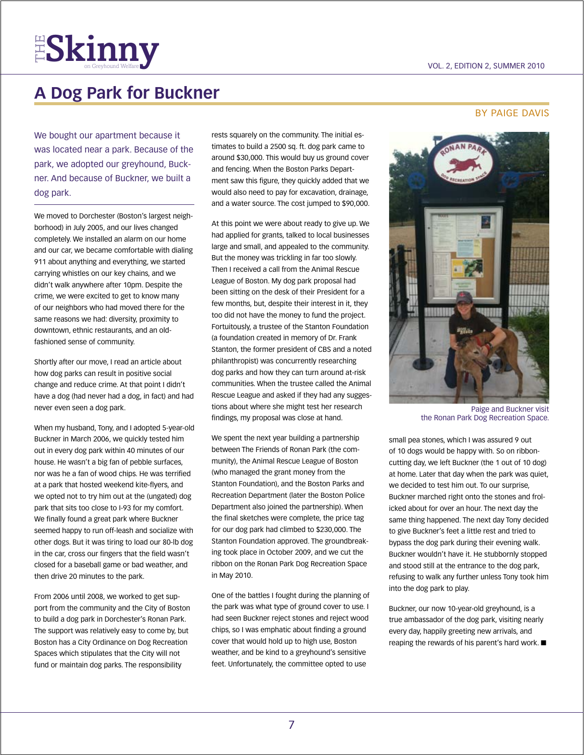# A Dog Park for Buckner

BY PAIGE DAVIS

We bought our apartment because it was located near a park. Because of the park, we adopted our greyhound, Buckner. And because of Buckner, we built a dog park.

We moved to Dorchester (Boston's largest neighborhood) in July 2005, and our lives changed completely. We installed an alarm on our home and our car, we became comfortable with dialing 911 about anything and everything, we started carrying whistles on our key chains, and we didn't walk anywhere after 10pm. Despite the crime, we were excited to get to know many of our neighbors who had moved there for the same reasons we had: diversity, proximity to downtown, ethnic restaurants, and an old-fashioned sense of community.

Shortly after our move, I read an article about how dog parks can result in positive social change and reduce crime. At that point I didn't have a dog (had never had a dog, in fact) and had never even seen a dog park.

When my husband, Tony, and I adopted 5-year-old Buckner in March 2006, we quickly tested him out in every dog park within 40 minutes of our house. He wasn't a big fan of pebble surfaces, nor was he a fan of wood chips. He was terrified at a park that hosted weekend kite-flyers, and we opted not to try him out at the (ungated) dog park that sits too close to I-93 for my comfort. We finally found a great park where Buckner seemed happy to run off-leash and socialize with other dogs. But it was tiring to load our 80-lb dog in the car, cross our fingers that the field wasn't closed for a baseball game or bad weather, and then drive 20 minutes to the park.

From 2006 until 2008, we worked to get support from the community and the City of Boston to build a dog park in Dorchester's Ronan Park. The support was relatively easy to come by, but Boston has a City Ordinance on Dog Recreation Spaces which stipulates that the City will not fund or maintain dog parks. The responsibility rests squarely on the community. The initial estimates to build a 2500 sq. ft. dog park came to around $30,000. This would buy us ground cover and fencing. When the Boston Parks Department saw this figure, they quickly added that we would also need to pay for excavation, drainage, and a water source. The cost jumped to $90,000.

At this point we were about ready to give up. We had applied for grants, talked to local businesses large and small, and appealed to the community. But the money was trickling in far too slowly. Then I received a call from the Animal Rescue League of Boston. My dog park proposal had been sitting on the desk of their President for a few months, but, despite their interest in it, they too did not have the money to fund the project. Fortuitously, a trustee of the Stanton Foundation (a foundation created in memory of Dr. Frank Stanton, the former president of CBS and a noted philanthropist) was concurrently researching dog parks and how they can turn around at-risk communities. When the trustee called the Animal Rescue League and asked if they had any suggestions about where she might test her research findings, my proposal was close at hand.

We spent the next year building a partnership between The Friends of Ronan Park (the community), the Animal Rescue League of Boston (who managed the grant money from the Stanton Foundation), and the Boston Parks and Recreation Department (later the Boston Police Department also joined the partnership). When the final sketches were complete, the price tag for our dog park had climbed to $230,000. The Stanton Foundation approved. The groundbreaking took place in October 2009, and we cut the ribbon on the Ronan Park Dog Recreation Space in May 2010.

One of the battles I fought during the planning of the park was what type of ground cover to use. I had seen Buckner reject stones and reject wood chips, so I was emphatic about finding a ground cover that would hold up to high use, Boston weather, and be kind to a greyhound's sensitive feet. Unfortunately, the committee opted to use small pea stones, which I was assured 9 out of 10 dogs would be happy with. So on ribbon-cutting day, we left Buckner (the 1 out of 10 dog) at home. Later that day when the park was quiet, we decided to test him out. To our surprise, Buckner marched right onto the stones and frolicked about for over an hour. The next day the same thing happened. The next day Tony decided to give Buckner's feet a little rest and tried to bypass the dog park during their evening walk. Buckner wouldn't have it. He stubbornly stopped and stood still at the entrance to the dog park, refusing to walk any further unless Tony took him into the dog park to play.

Paige and Buckner visit the Ronan Park Dog Recreation Space.

Buckner, our now 10-year-old greyhound, is a true ambassador of the dog park, visiting nearly every day, happily greeting new arrivals, and reaping the rewards of his parent's hard work. ■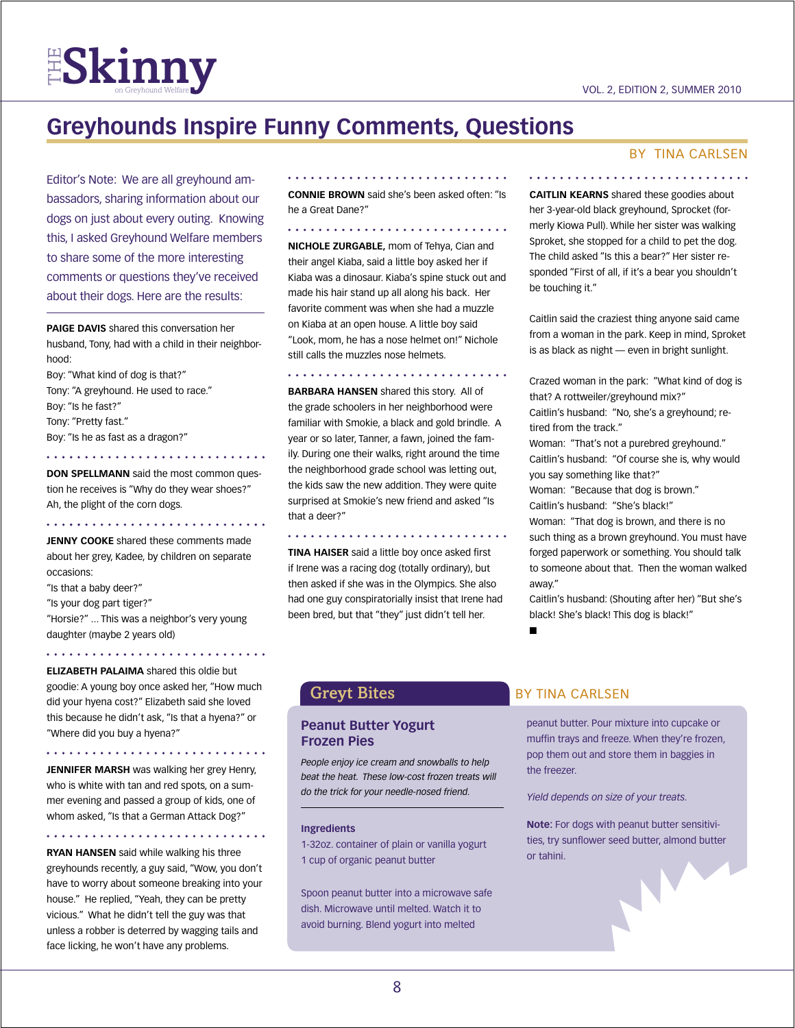# Greyhounds Inspire Funny Comments, Questions

BY TINA CARLSEN

Editor's Note: We are all greyhound ambassadors, sharing information about our dogs on just about every outing. Knowing this, I asked Greyhound Welfare members to share some of the more interesting comments or questions they've received about their dogs. Here are the results:

**PAIGE DAVIS** shared this conversation her husband, Tony, had with a child in their neighborhood:
Boy: "What kind of dog is that?"
Tony: "A greyhound. He used to race."
Boy: "Is he fast?"
Tony: "Pretty fast."
Boy: "Is he as fast as a dragon?"

**DON SPELLMANN** said the most common question he receives is "Why do they wear shoes?" Ah, the plight of the corn dogs.

**JENNY COOKE** shared these comments made about her grey, Kadee, by children on separate occasions:
"Is that a baby deer?"
"Is your dog part tiger?"
"Horsie?" ... This was a neighbor's very young daughter (maybe 2 years old)

**ELIZABETH PALAIMA** shared this oldie but goodie: A young boy once asked her, "How much did your hyena cost?" Elizabeth said she loved this because he didn't ask, "Is that a hyena?" or "Where did you buy a hyena?"

**JENNIFER MARSH** was walking her grey Henry, who is white with tan and red spots, on a summer evening and passed a group of kids, one of whom asked, "Is that a German Attack Dog?"

**RYAN HANSEN** said while walking his three greyhounds recently, a guy said, "Wow, you don't have to worry about someone breaking into your house." He replied, "Yeah, they can be pretty vicious." What he didn't tell the guy was that unless a robber is deterred by wagging tails and face licking, he won't have any problems.

**CONNIE BROWN** said she's been asked often: "Is he a Great Dane?"

**NICHOLE ZURGABLE,** mom of Tehya, Cian and their angel Kiaba, said a little boy asked her if Kiaba was a dinosaur. Kiaba's spine stuck out and made his hair stand up all along his back. Her favorite comment was when she had a muzzle on Kiaba at an open house. A little boy said "Look, mom, he has a nose helmet on!" Nichole still calls the muzzles nose helmets.

**BARBARA HANSEN** shared this story. All of the grade schoolers in her neighborhood were familiar with Smokie, a black and gold brindle. A year or so later, Tanner, a fawn, joined the family. During one their walks, right around the time the neighborhood grade school was letting out, the kids saw the new addition. They were quite surprised at Smokie's new friend and asked "Is that a deer?"

**TINA HAISER** said a little boy once asked first if Irene was a racing dog (totally ordinary), but then asked if she was in the Olympics. She also had one guy conspiratorially insist that Irene had been bred, but that "they" just didn't tell her.

**CAITLIN KEARNS** shared these goodies about her 3-year-old black greyhound, Sprocket (formerly Kiowa Pull). While her sister was walking Sproket, she stopped for a child to pet the dog. The child asked "Is this a bear?" Her sister responded "First of all, if it's a bear you shouldn't be touching it."

Caitlin said the craziest thing anyone said came from a woman in the park. Keep in mind, Sproket is as black as night — even in bright sunlight.

Crazed woman in the park: "What kind of dog is that? A rottweiler/greyhound mix?"
Caitlin's husband: "No, she's a greyhound; retired from the track."
Woman: "That's not a purebred greyhound."
Caitlin's husband: "Of course she is, why would you say something like that?"
Woman: "Because that dog is brown."
Caitlin's husband: "She's black!"
Woman: "That dog is brown, and there is no such thing as a brown greyhound. You must have forged paperwork or something. You should talk to someone about that. Then the woman walked away."
Caitlin's husband: (Shouting after her) "But she's black! She's black! This dog is black!"

■

## Greyt Bites

BY TINA CARLSEN

### Peanut Butter Yogurt Frozen Pies

*People enjoy ice cream and snowballs to help beat the heat. These low-cost frozen treats will do the trick for your needle-nosed friend.*

**Ingredients**

1-32oz. container of plain or vanilla yogurt
1 cup of organic peanut butter

Spoon peanut butter into a microwave safe dish. Microwave until melted. Watch it to avoid burning. Blend yogurt into melted peanut butter. Pour mixture into cupcake or muffin trays and freeze. When they're frozen, pop them out and store them in baggies in the freezer.

*Yield depends on size of your treats.*

**Note:** For dogs with peanut butter sensitivities, try sunflower seed butter, almond butter or tahini.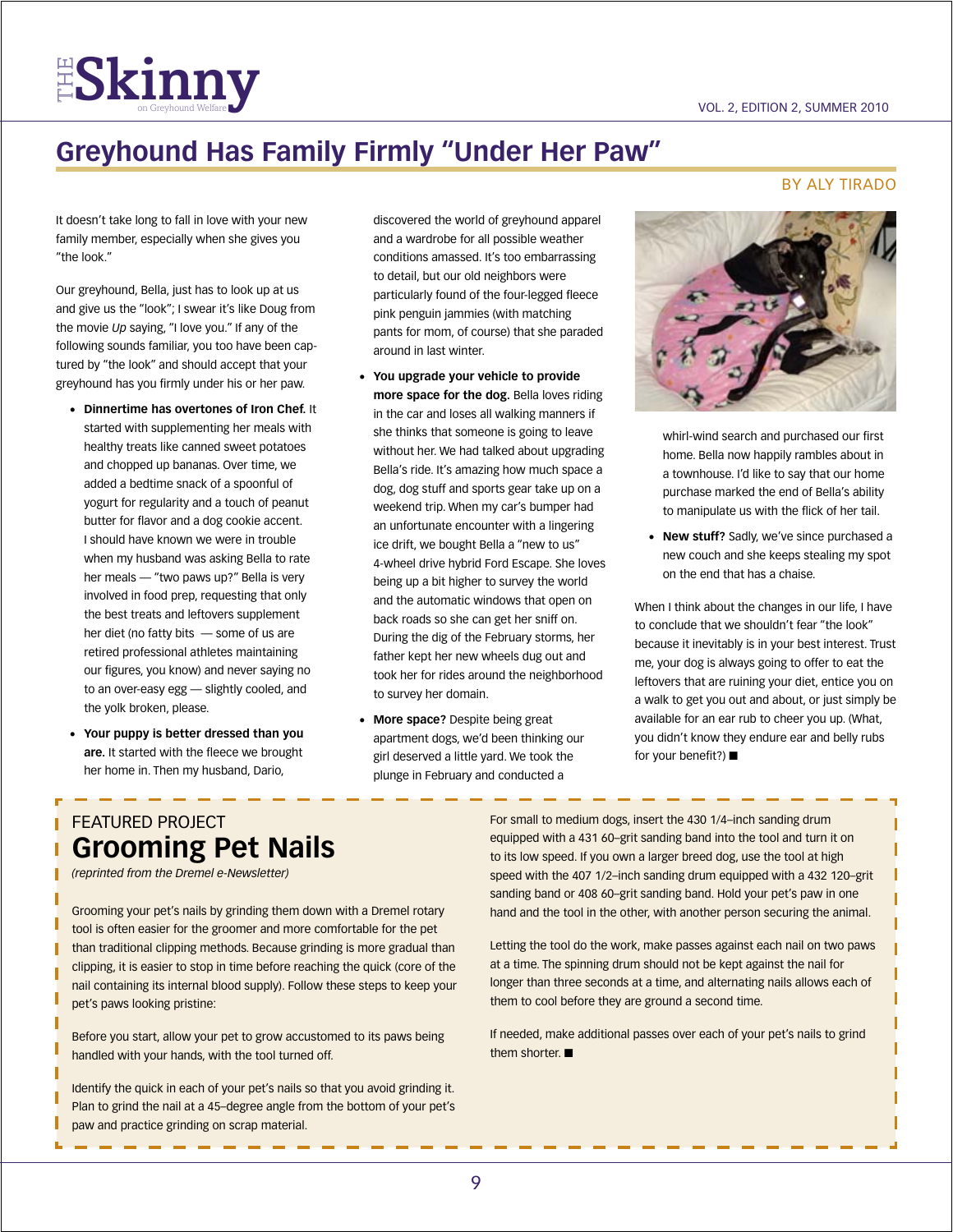# Greyhound Has Family Firmly "Under Her Paw"

BY ALY TIRADO

It doesn't take long to fall in love with your new family member, especially when she gives you "the look."

Our greyhound, Bella, just has to look up at us and give us the "look"; I swear it's like Doug from the movie *Up* saying, "I love you." If any of the following sounds familiar, you too have been captured by "the look" and should accept that your greyhound has you firmly under his or her paw.

- **Dinnertime has overtones of Iron Chef.** It started with supplementing her meals with healthy treats like canned sweet potatoes and chopped up bananas. Over time, we added a bedtime snack of a spoonful of yogurt for regularity and a touch of peanut butter for flavor and a dog cookie accent. I should have known we were in trouble when my husband was asking Bella to rate her meals — "two paws up?" Bella is very involved in food prep, requesting that only the best treats and leftovers supplement her diet (no fatty bits — some of us are retired professional athletes maintaining our figures, you know) and never saying no to an over-easy egg — slightly cooled, and the yolk broken, please.
- **Your puppy is better dressed than you are.** It started with the fleece we brought her home in. Then my husband, Dario, discovered the world of greyhound apparel and a wardrobe for all possible weather conditions amassed. It's too embarrassing to detail, but our old neighbors were particularly found of the four-legged fleece pink penguin jammies (with matching pants for mom, of course) that she paraded around in last winter.
- **You upgrade your vehicle to provide more space for the dog.** Bella loves riding in the car and loses all walking manners if she thinks that someone is going to leave without her. We had talked about upgrading Bella's ride. It's amazing how much space a dog, dog stuff and sports gear take up on a weekend trip. When my car's bumper had an unfortunate encounter with a lingering ice drift, we bought Bella a "new to us" 4-wheel drive hybrid Ford Escape. She loves being up a bit higher to survey the world and the automatic windows that open on back roads so she can get her sniff on. During the dig of the February storms, her father kept her new wheels dug out and took her for rides around the neighborhood to survey her domain.
- **More space?** Despite being great apartment dogs, we'd been thinking our girl deserved a little yard. We took the plunge in February and conducted a whirl-wind search and purchased our first home. Bella now happily rambles about in a townhouse. I'd like to say that our home purchase marked the end of Bella's ability to manipulate us with the flick of her tail.
- **New stuff?** Sadly, we've since purchased a new couch and she keeps stealing my spot on the end that has a chaise.

When I think about the changes in our life, I have to conclude that we shouldn't fear "the look" because it inevitably is in your best interest. Trust me, your dog is always going to offer to eat the leftovers that are ruining your diet, entice you on a walk to get you out and about, or just simply be available for an ear rub to cheer you up. (What, you didn't know they endure ear and belly rubs for your benefit?) ■

---

FEATURED PROJECT

## Grooming Pet Nails

*(reprinted from the Dremel e-Newsletter)*

Grooming your pet's nails by grinding them down with a Dremel rotary tool is often easier for the groomer and more comfortable for the pet than traditional clipping methods. Because grinding is more gradual than clipping, it is easier to stop in time before reaching the quick (core of the nail containing its internal blood supply). Follow these steps to keep your pet's paws looking pristine:

Before you start, allow your pet to grow accustomed to its paws being handled with your hands, with the tool turned off.

Identify the quick in each of your pet's nails so that you avoid grinding it. Plan to grind the nail at a 45–degree angle from the bottom of your pet's paw and practice grinding on scrap material.

For small to medium dogs, insert the 430 1/4–inch sanding drum equipped with a 431 60–grit sanding band into the tool and turn it on to its low speed. If you own a larger breed dog, use the tool at high speed with the 407 1/2–inch sanding drum equipped with a 432 120–grit sanding band or 408 60–grit sanding band. Hold your pet's paw in one hand and the tool in the other, with another person securing the animal.

Letting the tool do the work, make passes against each nail on two paws at a time. The spinning drum should not be kept against the nail for longer than three seconds at a time, and alternating nails allows each of them to cool before they are ground a second time.

If needed, make additional passes over each of your pet's nails to grind them shorter. ■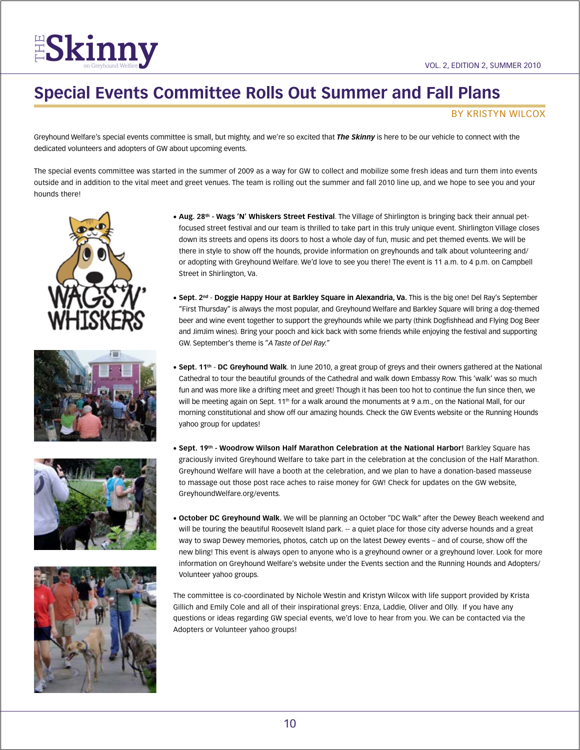# Special Events Committee Rolls Out Summer and Fall Plans

BY KRISTYN WILCOX

Greyhound Welfare's special events committee is small, but mighty, and we're so excited that ***The Skinny*** is here to be our vehicle to connect with the dedicated volunteers and adopters of GW about upcoming events.

The special events committee was started in the summer of 2009 as a way for GW to collect and mobilize some fresh ideas and turn them into events outside and in addition to the vital meet and greet venues. The team is rolling out the summer and fall 2010 line up, and we hope to see you and your hounds there!

- **Aug. 28th - Wags 'N' Whiskers Street Festival**. The Village of Shirlington is bringing back their annual pet-focused street festival and our team is thrilled to take part in this truly unique event. Shirlington Village closes down its streets and opens its doors to host a whole day of fun, music and pet themed events. We will be there in style to show off the hounds, provide information on greyhounds and talk about volunteering and/or adopting with Greyhound Welfare. We'd love to see you there! The event is 11 a.m. to 4 p.m. on Campbell Street in Shirlington, Va.

- **Sept. 2nd - Doggie Happy Hour at Barkley Square in Alexandria, Va.** This is the big one! Del Ray's September "First Thursday" is always the most popular, and Greyhound Welfare and Barkley Square will bring a dog-themed beer and wine event together to support the greyhounds while we party (think Dogfishhead and Flying Dog Beer and JimJim wines). Bring your pooch and kick back with some friends while enjoying the festival and supporting GW. September's theme is "*A Taste of Del Ray.*"

- **Sept. 11th - DC Greyhound Walk**. In June 2010, a great group of greys and their owners gathered at the National Cathedral to tour the beautiful grounds of the Cathedral and walk down Embassy Row. This 'walk' was so much fun and was more like a drifting meet and greet! Though it has been too hot to continue the fun since then, we will be meeting again on Sept. 11th for a walk around the monuments at 9 a.m., on the National Mall, for our morning constitutional and show off our amazing hounds. Check the GW Events website or the Running Hounds yahoo group for updates!

- **Sept. 19th - Woodrow Wilson Half Marathon Celebration at the National Harbor!** Barkley Square has graciously invited Greyhound Welfare to take part in the celebration at the conclusion of the Half Marathon. Greyhound Welfare will have a booth at the celebration, and we plan to have a donation-based masseuse to massage out those post race aches to raise money for GW! Check for updates on the GW website, GreyhoundWelfare.org/events.

- **October DC Greyhound Walk.** We will be planning an October "DC Walk" after the Dewey Beach weekend and will be touring the beautiful Roosevelt Island park. -- a quiet place for those city adverse hounds and a great way to swap Dewey memories, photos, catch up on the latest Dewey events – and of course, show off the new bling! This event is always open to anyone who is a greyhound owner or a greyhound lover. Look for more information on Greyhound Welfare's website under the Events section and the Running Hounds and Adopters/Volunteer yahoo groups.

The committee is co-coordinated by Nichole Westin and Kristyn Wilcox with life support provided by Krista Gillich and Emily Cole and all of their inspirational greys: Enza, Laddie, Oliver and Olly. If you have any questions or ideas regarding GW special events, we'd love to hear from you. We can be contacted via the Adopters or Volunteer yahoo groups!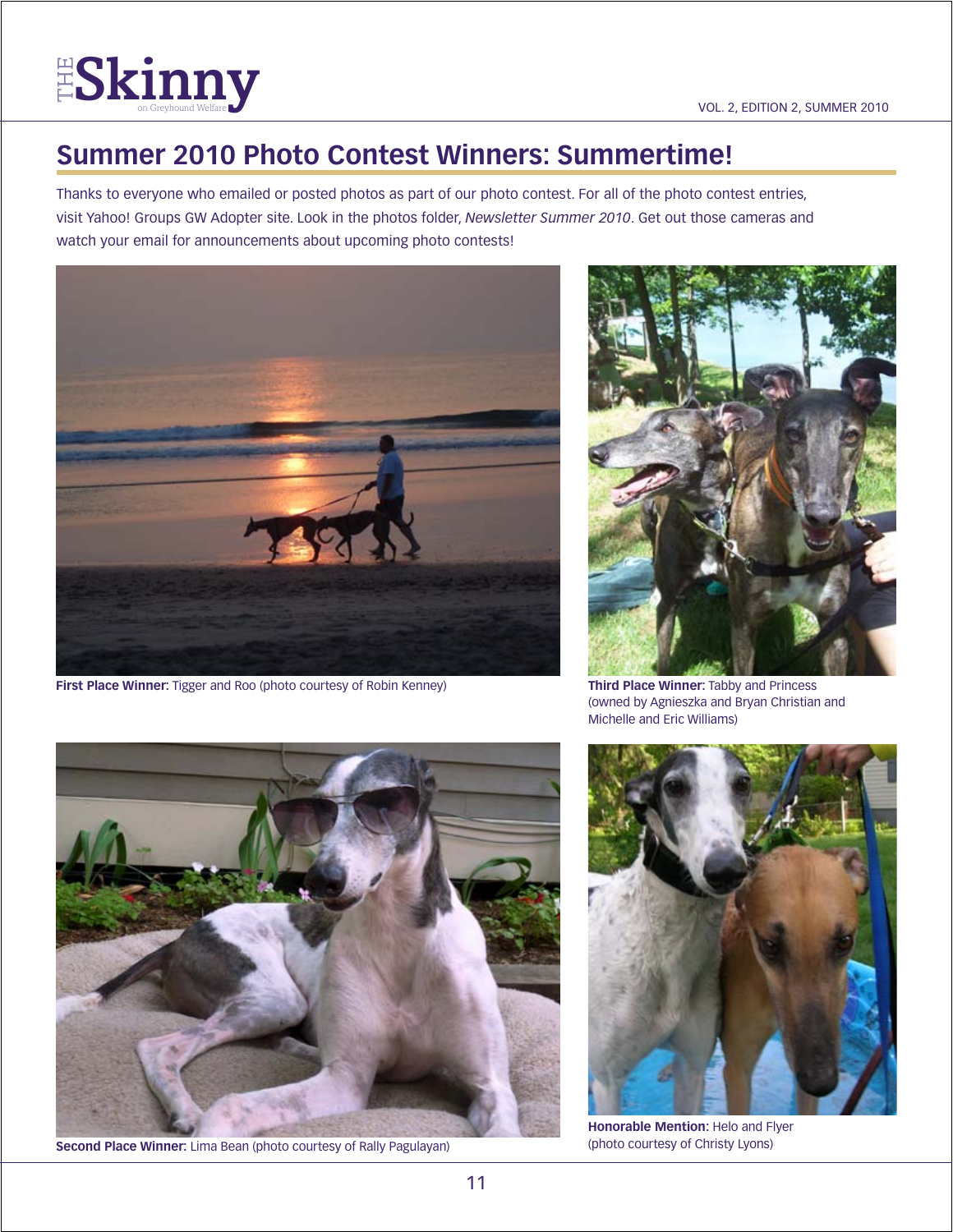# Summer 2010 Photo Contest Winners: Summertime!

Thanks to everyone who emailed or posted photos as part of our photo contest. For all of the photo contest entries, visit Yahoo! Groups GW Adopter site. Look in the photos folder, *Newsletter Summer 2010*. Get out those cameras and watch your email for announcements about upcoming photo contests!

**First Place Winner:** Tigger and Roo (photo courtesy of Robin Kenney)

**Third Place Winner:** Tabby and Princess (owned by Agnieszka and Bryan Christian and Michelle and Eric Williams)

**Second Place Winner:** Lima Bean (photo courtesy of Rally Pagulayan)

**Honorable Mention:** Helo and Flyer (photo courtesy of Christy Lyons)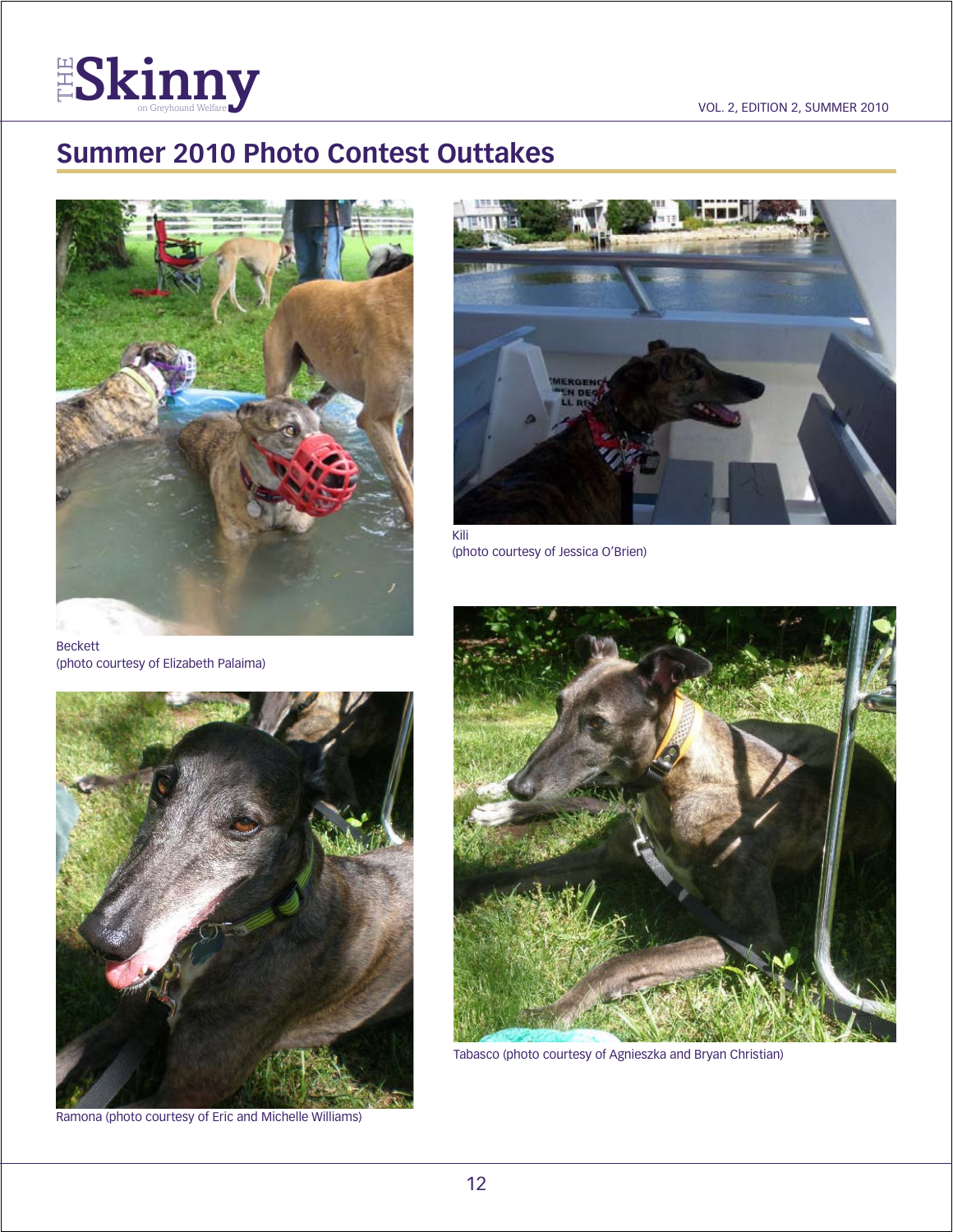## Summer 2010 Photo Contest Outtakes

Beckett
(photo courtesy of Elizabeth Palaima)

Kili
(photo courtesy of Jessica O'Brien)

Ramona (photo courtesy of Eric and Michelle Williams)

Tabasco (photo courtesy of Agnieszka and Bryan Christian)